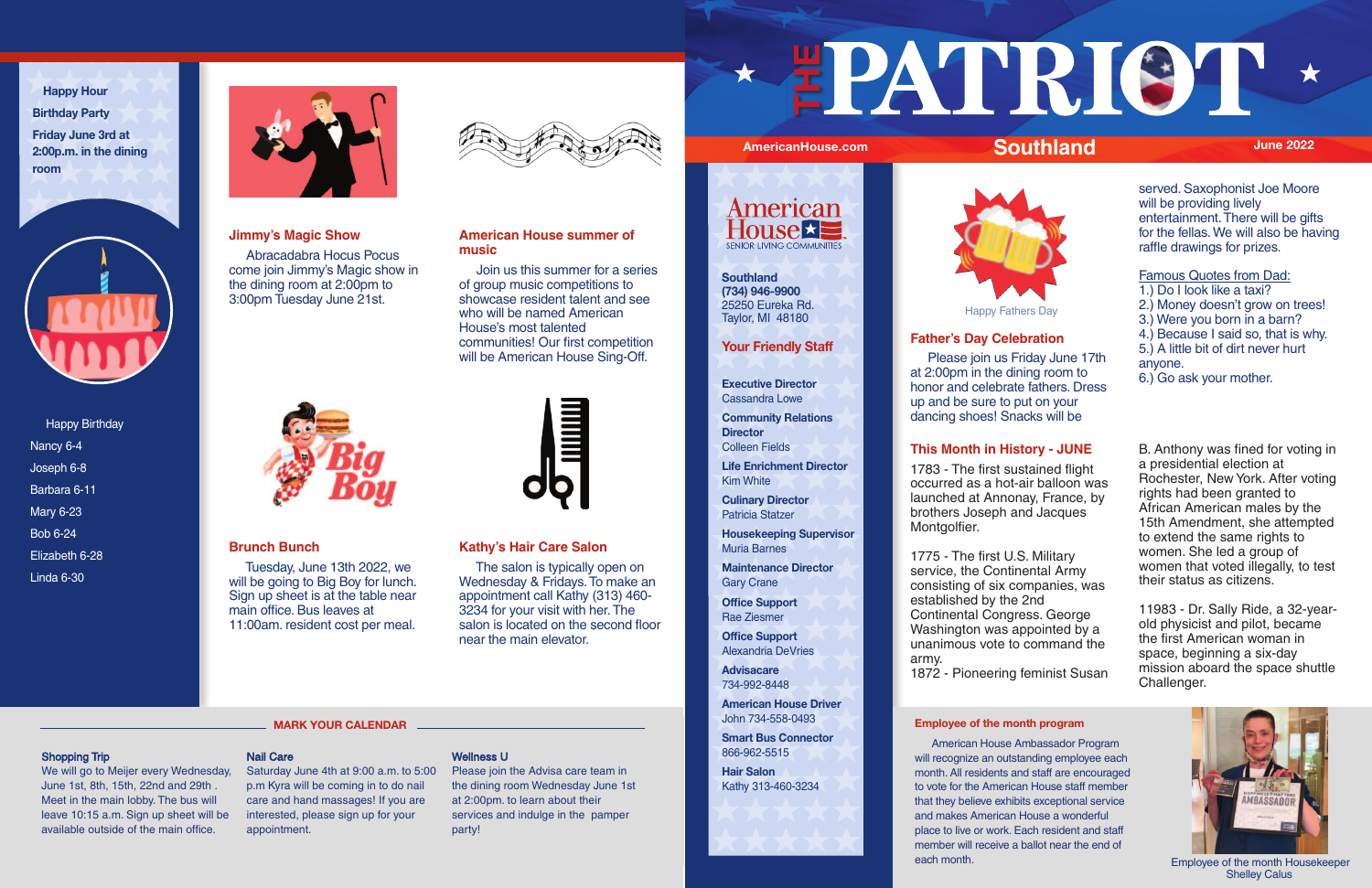# THE PATRIOT

AmericanHouse.com

## Southland

June 2022

**Happy Hour Birthday Party**

**Friday June 3rd at 2:00p.m. in the dining room**

Happy Birthday

- Nancy 6-4
- Joseph 6-8
- Barbara 6-11
- Mary 6-23
- Bob 6-24
- Elizabeth 6-28
- Linda 6-30

### Jimmy's Magic Show

Abracadabra Hocus Pocus come join Jimmy's Magic show in the dining room at 2:00pm to 3:00pm Tuesday June 21st.

### American House summer of music

Join us this summer for a series of group music competitions to showcase resident talent and see who will be named American House's most talented communities! Our first competition will be American House Sing-Off.

### Brunch Bunch

Tuesday, June 13th 2022, we will be going to Big Boy for lunch. Sign up sheet is at the table near main office. Bus leaves at 11:00am. resident cost per meal.

### Kathy's Hair Care Salon

The salon is typically open on Wednesday & Fridays. To make an appointment call Kathy (313) 460-3234 for your visit with her. The salon is located on the second floor near the main elevator.

## MARK YOUR CALENDAR

**Shopping Trip**
We will go to Meijer every Wednesday, June 1st, 8th, 15th, 22nd and 29th . Meet in the main lobby. The bus will leave 10:15 a.m. Sign up sheet will be available outside of the main office.

**Nail Care**
Saturday June 4th at 9:00 a.m. to 5:00 p.m Kyra will be coming in to do nail care and hand massages! If you are interested, please sign up for your appointment.

**Wellness U**
Please join the Advisa care team in the dining room Wednesday June 1st at 2:00pm. to learn about their services and indulge in the pamper party!

American House SENIOR LIVING COMMUNITIES

**Southland**
**(734) 946-9900**
25250 Eureka Rd.
Taylor, MI 48180

### Your Friendly Staff

**Executive Director**
Cassandra Lowe

**Community Relations Director**
Colleen Fields

**Life Enrichment Director**
Kim White

**Culinary Director**
Patricia Statzer

**Housekeeping Supervisor**
Muria Barnes

**Maintenance Director**
Gary Crane

**Office Support**
Rae Ziesmer

**Office Support**
Alexandria DeVries

**Advisacare**
734-992-8448

**American House Driver**
John 734-558-0493

**Smart Bus Connector**
866-962-5515

**Hair Salon**
Kathy 313-460-3234

Happy Fathers Day

### Father's Day Celebration

Please join us Friday June 17th at 2:00pm in the dining room to honor and celebrate fathers. Dress up and be sure to put on your dancing shoes! Snacks will be served. Saxophonist Joe Moore will be providing lively entertainment. There will be gifts for the fellas. We will also be having raffle drawings for prizes.

Famous Quotes from Dad:
1.) Do I look like a taxi?
2.) Money doesn't grow on trees!
3.) Were you born in a barn?
4.) Because I said so, that is why.
5.) A little bit of dirt never hurt anyone.
6.) Go ask your mother.

### This Month in History - JUNE

1783 - The first sustained flight occurred as a hot-air balloon was launched at Annonay, France, by brothers Joseph and Jacques Montgolfier.

1775 - The first U.S. Military service, the Continental Army consisting of six companies, was established by the 2nd Continental Congress. George Washington was appointed by a unanimous vote to command the army.

1872 - Pioneering feminist Susan B. Anthony was fined for voting in a presidential election at Rochester, New York. After voting rights had been granted to African American males by the 15th Amendment, she attempted to extend the same rights to women. She led a group of women that voted illegally, to test their status as citizens.

11983 - Dr. Sally Ride, a 32-year-old physicist and pilot, became the first American woman in space, beginning a six-day mission aboard the space shuttle Challenger.

### Employee of the month program

American House Ambassador Program will recognize an outstanding employee each month. All residents and staff are encouraged to vote for the American House staff member that they believe exhibits exceptional service and makes American House a wonderful place to live or work. Each resident and staff member will receive a ballot near the end of each month.

Employee of the month Housekeeper Shelley Calus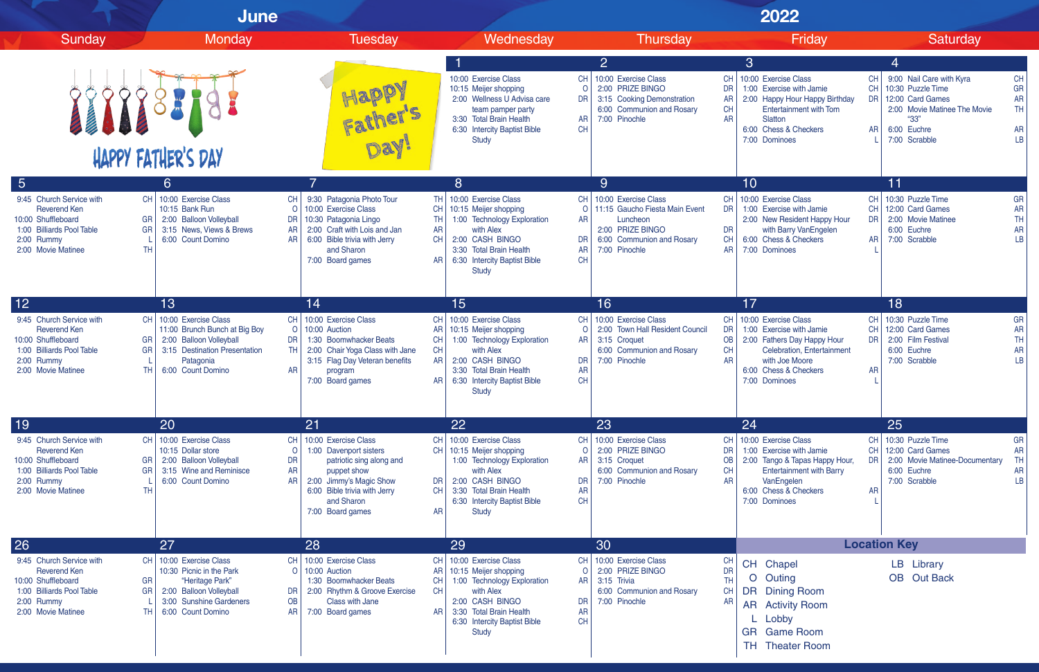# June 2022

| Sunday | Monday | Tuesday | Wednesday | Thursday | Friday | Saturday |
|---|---|---|---|---|---|---|
| HAPPY FATHER'S DAY | | Happy Father's Day! | **1**<br>10:00 Exercise Class CH<br>10:15 Meijer shopping O<br>2:00 Wellness U Advisa care team pamper party DR<br>3:30 Total Brain Health AR<br>6:30 Intercity Baptist Bible Study CH | **2**<br>10:00 Exercise Class CH<br>2:00 PRIZE BINGO DR<br>3:15 Cooking Demonstration AR<br>6:00 Communion and Rosary CH<br>7:00 Pinochle AR | **3**<br>10:00 Exercise Class CH<br>1:00 Exercise with Jamie CH<br>2:00 Happy Hour Happy Birthday Entertainment with Tom Slatton DR<br>6:00 Chess & Checkers AR<br>7:00 Dominoes L | **4**<br>9:00 Nail Care with Kyra CH<br>10:30 Puzzle Time GR<br>12:00 Card Games AR<br>2:00 Movie Matinee The Movie "33" TH<br>6:00 Euchre AR<br>7:00 Scrabble LB |
| **5**<br>9:45 Church Service with Reverend Ken CH<br>10:00 Shuffleboard GR<br>1:00 Billiards Pool Table GR<br>2:00 Rummy L<br>2:00 Movie Matinee TH | **6**<br>10:00 Exercise Class CH<br>10:15 Bank Run O<br>2:00 Balloon Volleyball DR<br>3:15 News, Views & Brews AR<br>6:00 Count Domino AR | **7**<br>9:30 Patagonia Photo Tour TH<br>10:00 Exercise Class CH<br>10:30 Patagonia Lingo TH<br>2:00 Craft with Lois and Jan AR<br>6:00 Bible trivia with Jerry and Sharon CH<br>7:00 Board games AR | **8**<br>10:00 Exercise Class CH<br>10:15 Meijer shopping O<br>1:00 Technology Exploration with Alex AR<br>2:00 CASH BINGO DR<br>3:30 Total Brain Health AR<br>6:30 Intercity Baptist Bible Study CH | **9**<br>10:00 Exercise Class CH<br>11:15 Gaucho Fiesta Main Event Luncheon DR<br>2:00 PRIZE BINGO DR<br>6:00 Communion and Rosary CH<br>7:00 Pinochle AR | **10**<br>10:00 Exercise Class CH<br>1:00 Exercise with Jamie CH<br>2:00 New Resident Happy Hour with Barry VanEngelen DR<br>6:00 Chess & Checkers AR<br>7:00 Dominoes L | **11**<br>10:30 Puzzle Time GR<br>12:00 Card Games AR<br>2:00 Movie Matinee TH<br>6:00 Euchre AR<br>7:00 Scrabble LB |
| **12**<br>9:45 Church Service with Reverend Ken CH<br>10:00 Shuffleboard GR<br>1:00 Billiards Pool Table GR<br>2:00 Rummy L<br>2:00 Movie Matinee TH | **13**<br>10:00 Exercise Class CH<br>11:00 Brunch Bunch at Big Boy O<br>2:00 Balloon Volleyball DR<br>3:15 Destination Presentation Patagonia TH<br>6:00 Count Domino AR | **14**<br>10:00 Exercise Class CH<br>10:00 Auction AR<br>1:30 Boomwhacker Beats CH<br>2:00 Chair Yoga Class with Jane CH<br>3:15 Flag Day Veteran benefits program AR<br>7:00 Board games AR | **15**<br>10:00 Exercise Class CH<br>10:15 Meijer shopping O<br>1:00 Technology Exploration with Alex AR<br>2:00 CASH BINGO DR<br>3:30 Total Brain Health AR<br>6:30 Intercity Baptist Bible Study CH | **16**<br>10:00 Exercise Class CH<br>2:00 Town Hall Resident Council DR<br>3:15 Croquet OB<br>6:00 Communion and Rosary CH<br>7:00 Pinochle AR | **17**<br>10:00 Exercise Class CH<br>1:00 Exercise with Jamie CH<br>2:00 Fathers Day Happy Hour Celebration, Entertainment with Joe Moore DR<br>6:00 Chess & Checkers AR<br>7:00 Dominoes L | **18**<br>10:30 Puzzle Time GR<br>12:00 Card Games AR<br>2:00 Film Festival TH<br>6:00 Euchre AR<br>7:00 Scrabble LB |
| **19**<br>9:45 Church Service with Reverend Ken CH<br>10:00 Shuffleboard GR<br>1:00 Billiards Pool Table GR<br>2:00 Rummy L<br>2:00 Movie Matinee TH | **20**<br>10:00 Exercise Class CH<br>10:15 Dollar store O<br>2:00 Balloon Volleyball DR<br>3:15 Wine and Reminisce AR<br>6:00 Count Domino AR | **21**<br>10:00 Exercise Class CH<br>1:00 Davenport sisters patriotic sing along and puppet show CH<br>2:00 Jimmy's Magic Show DR<br>6:00 Bible trivia with Jerry and Sharon CH<br>7:00 Board games AR | **22**<br>10:00 Exercise Class CH<br>10:15 Meijer shopping O<br>1:00 Technology Exploration with Alex AR<br>2:00 CASH BINGO DR<br>3:30 Total Brain Health AR<br>6:30 Intercity Baptist Bible Study CH | **23**<br>10:00 Exercise Class CH<br>2:00 PRIZE BINGO DR<br>3:15 Croquet OB<br>6:00 Communion and Rosary CH<br>7:00 Pinochle AR | **24**<br>10:00 Exercise Class CH<br>1:00 Exercise with Jamie CH<br>2:00 Tango & Tapas Happy Hour, Entertainment with Barry VanEngelen DR<br>6:00 Chess & Checkers AR<br>7:00 Dominoes L | **25**<br>10:30 Puzzle Time GR<br>12:00 Card Games AR<br>2:00 Movie Matinee-Documentary TH<br>6:00 Euchre AR<br>7:00 Scrabble LB |
| **26**<br>9:45 Church Service with Reverend Ken CH<br>10:00 Shuffleboard GR<br>1:00 Billiards Pool Table GR<br>2:00 Rummy L<br>2:00 Movie Matinee TH | **27**<br>10:00 Exercise Class CH<br>10:30 Picnic in the Park "Heritage Park" O<br>2:00 Balloon Volleyball DR<br>3:00 Sunshine Gardeners OB<br>6:00 Count Domino AR | **28**<br>10:00 Exercise Class CH<br>10:00 Auction AR<br>1:30 Boomwhacker Beats CH<br>2:00 Rhythm & Groove Exercise Class with Jane CH<br>7:00 Board games AR | **29**<br>10:00 Exercise Class CH<br>10:15 Meijer shopping O<br>1:00 Technology Exploration with Alex AR<br>2:00 CASH BINGO DR<br>3:30 Total Brain Health AR<br>6:30 Intercity Baptist Bible Study CH | **30**<br>10:00 Exercise Class CH<br>2:00 PRIZE BINGO DR<br>3:15 Trivia TH<br>6:00 Communion and Rosary CH<br>7:00 Pinochle AR | | |

## Location Key

| | |
|---|---|
| CH Chapel | LB Library |
| O Outing | OB Out Back |
| DR Dining Room | |
| AR Activity Room | |
| L Lobby | |
| GR Game Room | |
| TH Theater Room | |